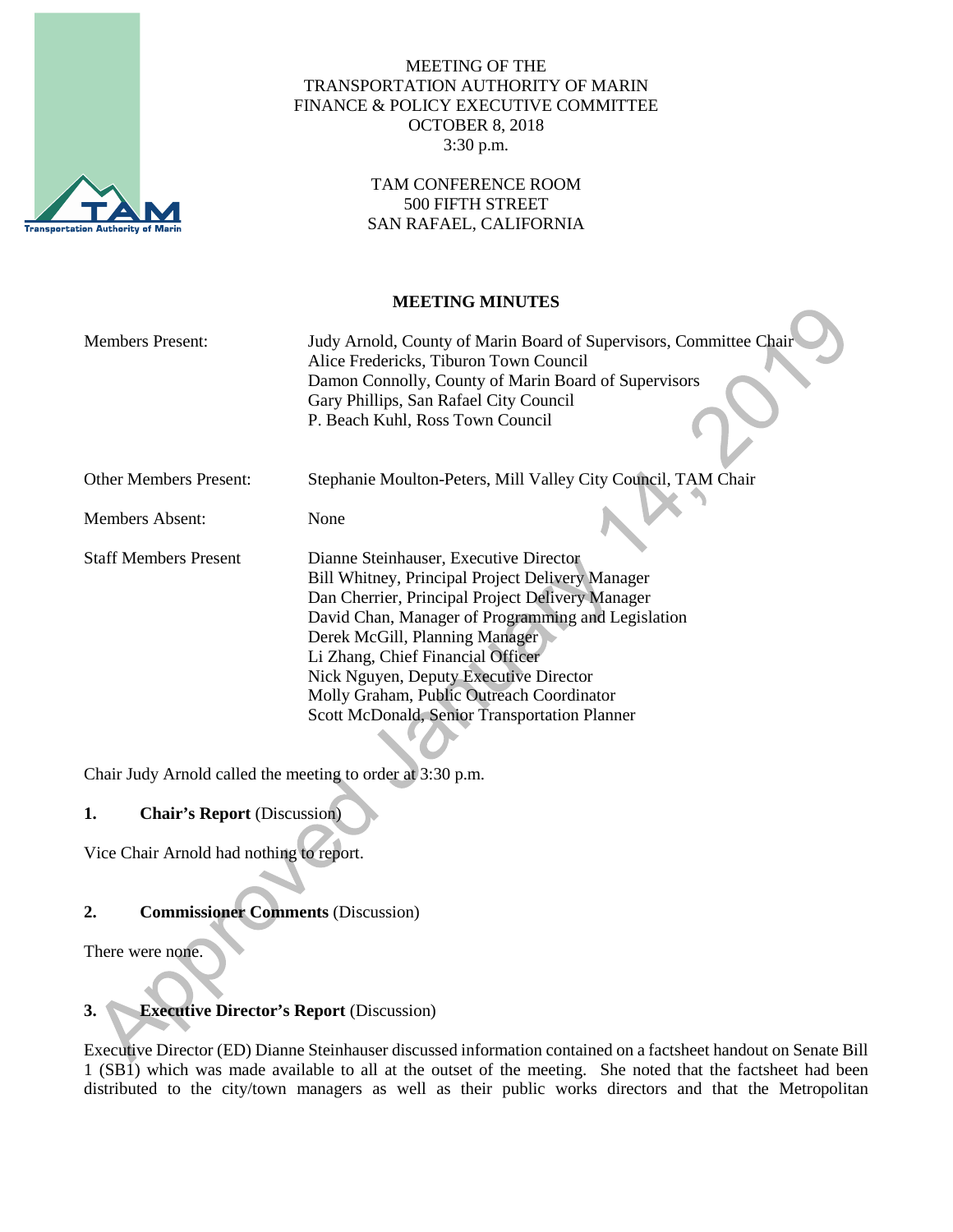MEETING OF THE
TRANSPORTATION AUTHORITY OF MARIN
FINANCE & POLICY EXECUTIVE COMMITTEE
OCTOBER 8, 2018
3:30 p.m.

TAM CONFERENCE ROOM
500 FIFTH STREET
SAN RAFAEL, CALIFORNIA

**MEETING MINUTES**

| | |
|---|---|
| Members Present: | Judy Arnold, County of Marin Board of Supervisors, Committee Chair<br>Alice Fredericks, Tiburon Town Council<br>Damon Connolly, County of Marin Board of Supervisors<br>Gary Phillips, San Rafael City Council<br>P. Beach Kuhl, Ross Town Council |
| Other Members Present: | Stephanie Moulton-Peters, Mill Valley City Council, TAM Chair |
| Members Absent: | None |
| Staff Members Present | Dianne Steinhauser, Executive Director<br>Bill Whitney, Principal Project Delivery Manager<br>Dan Cherrier, Principal Project Delivery Manager<br>David Chan, Manager of Programming and Legislation<br>Derek McGill, Planning Manager<br>Li Zhang, Chief Financial Officer<br>Nick Nguyen, Deputy Executive Director<br>Molly Graham, Public Outreach Coordinator<br>Scott McDonald, Senior Transportation Planner |

Chair Judy Arnold called the meeting to order at 3:30 p.m.

**1. Chair's Report** (Discussion)

Vice Chair Arnold had nothing to report.

**2. Commissioner Comments** (Discussion)

There were none.

**3. Executive Director's Report** (Discussion)

Executive Director (ED) Dianne Steinhauser discussed information contained on a factsheet handout on Senate Bill 1 (SB1) which was made available to all at the outset of the meeting. She noted that the factsheet had been distributed to the city/town managers as well as their public works directors and that the Metropolitan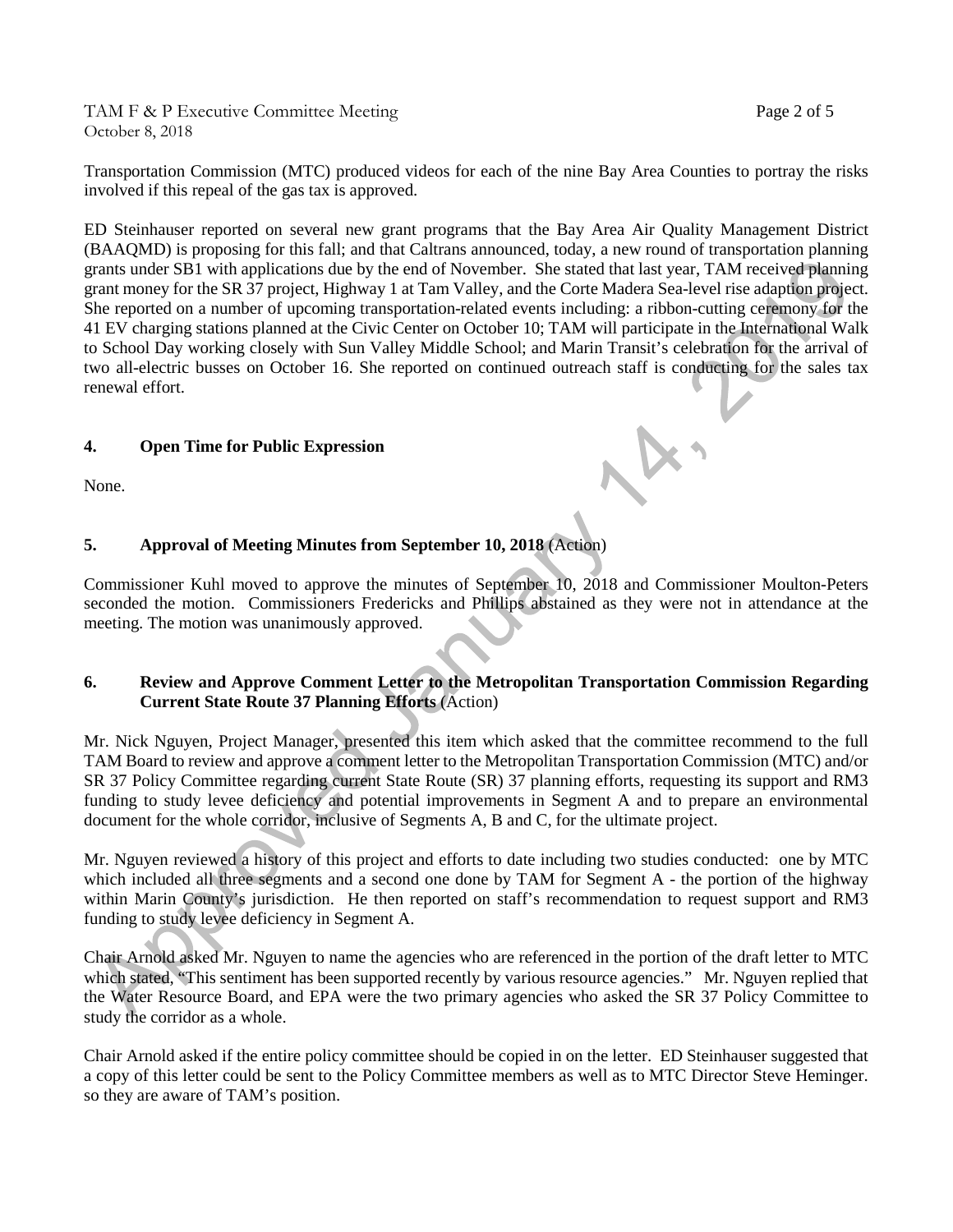Transportation Commission (MTC) produced videos for each of the nine Bay Area Counties to portray the risks involved if this repeal of the gas tax is approved.

ED Steinhauser reported on several new grant programs that the Bay Area Air Quality Management District (BAAQMD) is proposing for this fall; and that Caltrans announced, today, a new round of transportation planning grants under SB1 with applications due by the end of November. She stated that last year, TAM received planning grant money for the SR 37 project, Highway 1 at Tam Valley, and the Corte Madera Sea-level rise adaption project. She reported on a number of upcoming transportation-related events including: a ribbon-cutting ceremony for the 41 EV charging stations planned at the Civic Center on October 10; TAM will participate in the International Walk to School Day working closely with Sun Valley Middle School; and Marin Transit's celebration for the arrival of two all-electric busses on October 16. She reported on continued outreach staff is conducting for the sales tax renewal effort.

## 4. Open Time for Public Expression

None.

## 5. Approval of Meeting Minutes from September 10, 2018 (Action)

Commissioner Kuhl moved to approve the minutes of September 10, 2018 and Commissioner Moulton-Peters seconded the motion. Commissioners Fredericks and Phillips abstained as they were not in attendance at the meeting. The motion was unanimously approved.

## 6. Review and Approve Comment Letter to the Metropolitan Transportation Commission Regarding Current State Route 37 Planning Efforts (Action)

Mr. Nick Nguyen, Project Manager, presented this item which asked that the committee recommend to the full TAM Board to review and approve a comment letter to the Metropolitan Transportation Commission (MTC) and/or SR 37 Policy Committee regarding current State Route (SR) 37 planning efforts, requesting its support and RM3 funding to study levee deficiency and potential improvements in Segment A and to prepare an environmental document for the whole corridor, inclusive of Segments A, B and C, for the ultimate project.

Mr. Nguyen reviewed a history of this project and efforts to date including two studies conducted: one by MTC which included all three segments and a second one done by TAM for Segment A - the portion of the highway within Marin County's jurisdiction. He then reported on staff's recommendation to request support and RM3 funding to study levee deficiency in Segment A.

Chair Arnold asked Mr. Nguyen to name the agencies who are referenced in the portion of the draft letter to MTC which stated, "This sentiment has been supported recently by various resource agencies." Mr. Nguyen replied that the Water Resource Board, and EPA were the two primary agencies who asked the SR 37 Policy Committee to study the corridor as a whole.

Chair Arnold asked if the entire policy committee should be copied in on the letter. ED Steinhauser suggested that a copy of this letter could be sent to the Policy Committee members as well as to MTC Director Steve Heminger. so they are aware of TAM's position.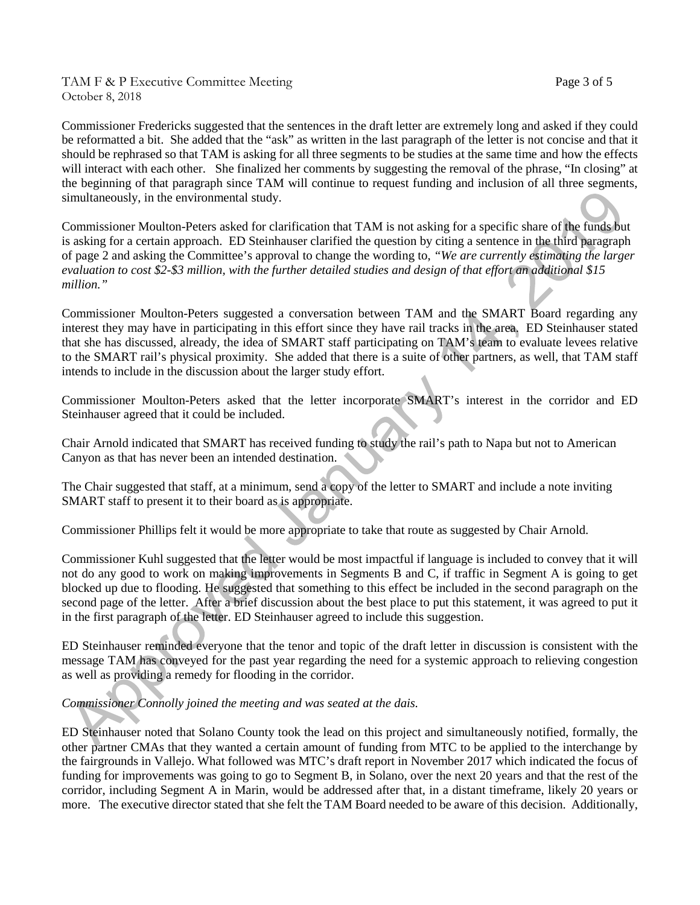Commissioner Fredericks suggested that the sentences in the draft letter are extremely long and asked if they could be reformatted a bit. She added that the "ask" as written in the last paragraph of the letter is not concise and that it should be rephrased so that TAM is asking for all three segments to be studies at the same time and how the effects will interact with each other. She finalized her comments by suggesting the removal of the phrase, "In closing" at the beginning of that paragraph since TAM will continue to request funding and inclusion of all three segments, simultaneously, in the environmental study.

Commissioner Moulton-Peters asked for clarification that TAM is not asking for a specific share of the funds but is asking for a certain approach. ED Steinhauser clarified the question by citing a sentence in the third paragraph of page 2 and asking the Committee's approval to change the wording to, *"We are currently estimating the larger evaluation to cost $2-$3 million, with the further detailed studies and design of that effort an additional $15 million."*

Commissioner Moulton-Peters suggested a conversation between TAM and the SMART Board regarding any interest they may have in participating in this effort since they have rail tracks in the area. ED Steinhauser stated that she has discussed, already, the idea of SMART staff participating on TAM's team to evaluate levees relative to the SMART rail's physical proximity. She added that there is a suite of other partners, as well, that TAM staff intends to include in the discussion about the larger study effort.

Commissioner Moulton-Peters asked that the letter incorporate SMART's interest in the corridor and ED Steinhauser agreed that it could be included.

Chair Arnold indicated that SMART has received funding to study the rail's path to Napa but not to American Canyon as that has never been an intended destination.

The Chair suggested that staff, at a minimum, send a copy of the letter to SMART and include a note inviting SMART staff to present it to their board as is appropriate.

Commissioner Phillips felt it would be more appropriate to take that route as suggested by Chair Arnold.

Commissioner Kuhl suggested that the letter would be most impactful if language is included to convey that it will not do any good to work on making improvements in Segments B and C, if traffic in Segment A is going to get blocked up due to flooding. He suggested that something to this effect be included in the second paragraph on the second page of the letter. After a brief discussion about the best place to put this statement, it was agreed to put it in the first paragraph of the letter. ED Steinhauser agreed to include this suggestion.

ED Steinhauser reminded everyone that the tenor and topic of the draft letter in discussion is consistent with the message TAM has conveyed for the past year regarding the need for a systemic approach to relieving congestion as well as providing a remedy for flooding in the corridor.

*Commissioner Connolly joined the meeting and was seated at the dais.*

ED Steinhauser noted that Solano County took the lead on this project and simultaneously notified, formally, the other partner CMAs that they wanted a certain amount of funding from MTC to be applied to the interchange by the fairgrounds in Vallejo. What followed was MTC's draft report in November 2017 which indicated the focus of funding for improvements was going to go to Segment B, in Solano, over the next 20 years and that the rest of the corridor, including Segment A in Marin, would be addressed after that, in a distant timeframe, likely 20 years or more. The executive director stated that she felt the TAM Board needed to be aware of this decision. Additionally,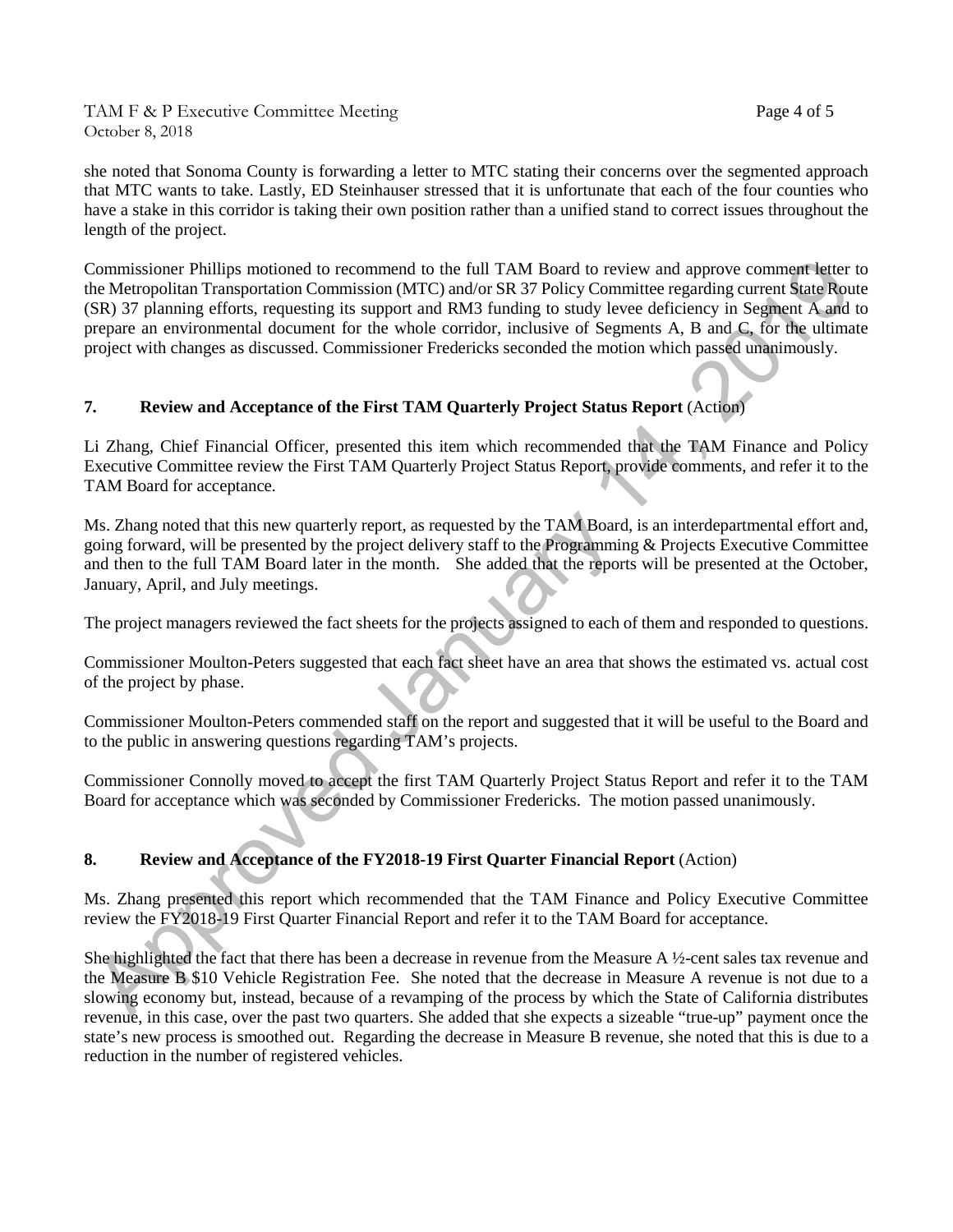she noted that Sonoma County is forwarding a letter to MTC stating their concerns over the segmented approach that MTC wants to take. Lastly, ED Steinhauser stressed that it is unfortunate that each of the four counties who have a stake in this corridor is taking their own position rather than a unified stand to correct issues throughout the length of the project.

Commissioner Phillips motioned to recommend to the full TAM Board to review and approve comment letter to the Metropolitan Transportation Commission (MTC) and/or SR 37 Policy Committee regarding current State Route (SR) 37 planning efforts, requesting its support and RM3 funding to study levee deficiency in Segment A and to prepare an environmental document for the whole corridor, inclusive of Segments A, B and C, for the ultimate project with changes as discussed. Commissioner Fredericks seconded the motion which passed unanimously.

## 7. Review and Acceptance of the First TAM Quarterly Project Status Report (Action)

Li Zhang, Chief Financial Officer, presented this item which recommended that the TAM Finance and Policy Executive Committee review the First TAM Quarterly Project Status Report, provide comments, and refer it to the TAM Board for acceptance.

Ms. Zhang noted that this new quarterly report, as requested by the TAM Board, is an interdepartmental effort and, going forward, will be presented by the project delivery staff to the Programming & Projects Executive Committee and then to the full TAM Board later in the month. She added that the reports will be presented at the October, January, April, and July meetings.

The project managers reviewed the fact sheets for the projects assigned to each of them and responded to questions.

Commissioner Moulton-Peters suggested that each fact sheet have an area that shows the estimated vs. actual cost of the project by phase.

Commissioner Moulton-Peters commended staff on the report and suggested that it will be useful to the Board and to the public in answering questions regarding TAM's projects.

Commissioner Connolly moved to accept the first TAM Quarterly Project Status Report and refer it to the TAM Board for acceptance which was seconded by Commissioner Fredericks. The motion passed unanimously.

## 8. Review and Acceptance of the FY2018-19 First Quarter Financial Report (Action)

Ms. Zhang presented this report which recommended that the TAM Finance and Policy Executive Committee review the FY2018-19 First Quarter Financial Report and refer it to the TAM Board for acceptance.

She highlighted the fact that there has been a decrease in revenue from the Measure A ½-cent sales tax revenue and the Measure B $10 Vehicle Registration Fee. She noted that the decrease in Measure A revenue is not due to a slowing economy but, instead, because of a revamping of the process by which the State of California distributes revenue, in this case, over the past two quarters. She added that she expects a sizeable "true-up" payment once the state's new process is smoothed out. Regarding the decrease in Measure B revenue, she noted that this is due to a reduction in the number of registered vehicles.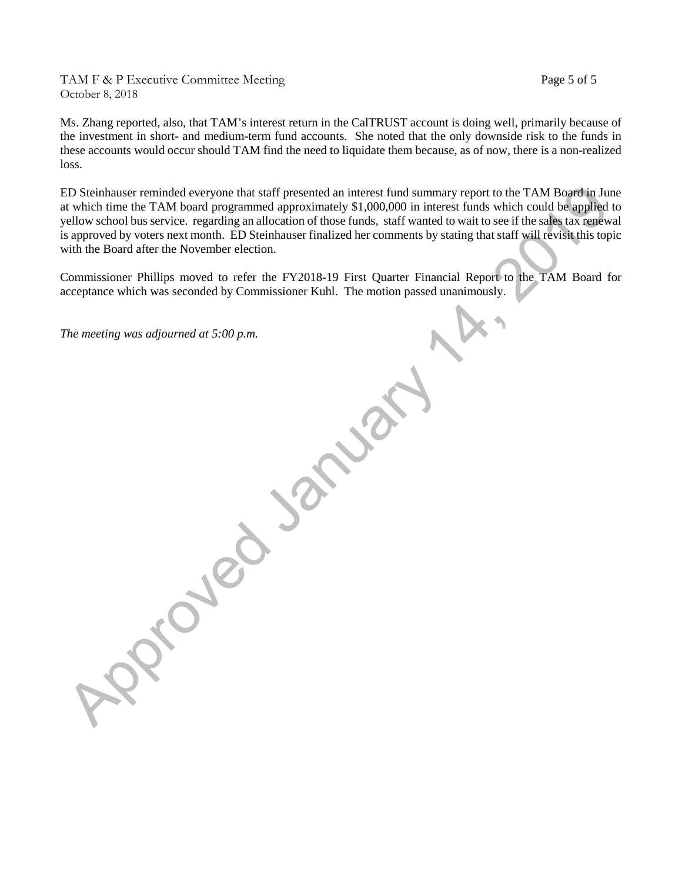Ms. Zhang reported, also, that TAM's interest return in the CalTRUST account is doing well, primarily because of the investment in short- and medium-term fund accounts. She noted that the only downside risk to the funds in these accounts would occur should TAM find the need to liquidate them because, as of now, there is a non-realized loss.

ED Steinhauser reminded everyone that staff presented an interest fund summary report to the TAM Board in June at which time the TAM board programmed approximately $1,000,000 in interest funds which could be applied to yellow school bus service. regarding an allocation of those funds, staff wanted to wait to see if the sales tax renewal is approved by voters next month. ED Steinhauser finalized her comments by stating that staff will revisit this topic with the Board after the November election.

Commissioner Phillips moved to refer the FY2018-19 First Quarter Financial Report to the TAM Board for acceptance which was seconded by Commissioner Kuhl. The motion passed unanimously.

*The meeting was adjourned at 5:00 p.m.*

Approved January 14, 2019